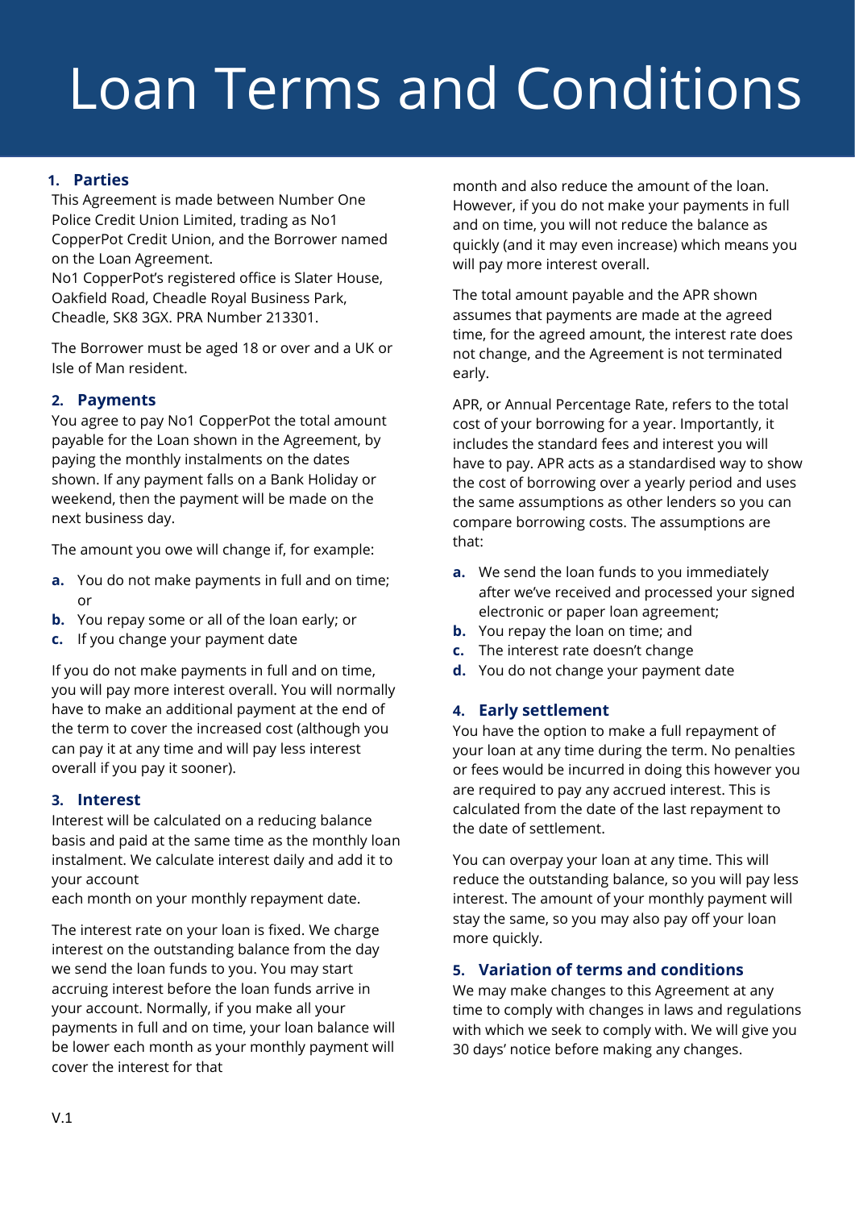# Loan Terms and Conditions

## 1. Parties

This Agreement is made between Number One Police Credit Union Limited, trading as No1 CopperPot Credit Union, and the Borrower named on the Loan Agreement.
No1 CopperPot's registered office is Slater House, Oakfield Road, Cheadle Royal Business Park, Cheadle, SK8 3GX. PRA Number 213301.

The Borrower must be aged 18 or over and a UK or Isle of Man resident.

## 2. Payments

You agree to pay No1 CopperPot the total amount payable for the Loan shown in the Agreement, by paying the monthly instalments on the dates shown. If any payment falls on a Bank Holiday or weekend, then the payment will be made on the next business day.

The amount you owe will change if, for example:

a. You do not make payments in full and on time; or
b. You repay some or all of the loan early; or
c. If you change your payment date

If you do not make payments in full and on time, you will pay more interest overall. You will normally have to make an additional payment at the end of the term to cover the increased cost (although you can pay it at any time and will pay less interest overall if you pay it sooner).

## 3. Interest

Interest will be calculated on a reducing balance basis and paid at the same time as the monthly loan instalment. We calculate interest daily and add it to your account
each month on your monthly repayment date.

The interest rate on your loan is fixed. We charge interest on the outstanding balance from the day we send the loan funds to you. You may start accruing interest before the loan funds arrive in your account. Normally, if you make all your payments in full and on time, your loan balance will be lower each month as your monthly payment will cover the interest for that month and also reduce the amount of the loan. However, if you do not make your payments in full and on time, you will not reduce the balance as quickly (and it may even increase) which means you will pay more interest overall.

The total amount payable and the APR shown assumes that payments are made at the agreed time, for the agreed amount, the interest rate does not change, and the Agreement is not terminated early.

APR, or Annual Percentage Rate, refers to the total cost of your borrowing for a year. Importantly, it includes the standard fees and interest you will have to pay. APR acts as a standardised way to show the cost of borrowing over a yearly period and uses the same assumptions as other lenders so you can compare borrowing costs. The assumptions are that:

a. We send the loan funds to you immediately after we've received and processed your signed electronic or paper loan agreement;
b. You repay the loan on time; and
c. The interest rate doesn't change
d. You do not change your payment date

## 4. Early settlement

You have the option to make a full repayment of your loan at any time during the term. No penalties or fees would be incurred in doing this however you are required to pay any accrued interest. This is calculated from the date of the last repayment to the date of settlement.

You can overpay your loan at any time. This will reduce the outstanding balance, so you will pay less interest. The amount of your monthly payment will stay the same, so you may also pay off your loan more quickly.

## 5. Variation of terms and conditions

We may make changes to this Agreement at any time to comply with changes in laws and regulations with which we seek to comply with. We will give you 30 days' notice before making any changes.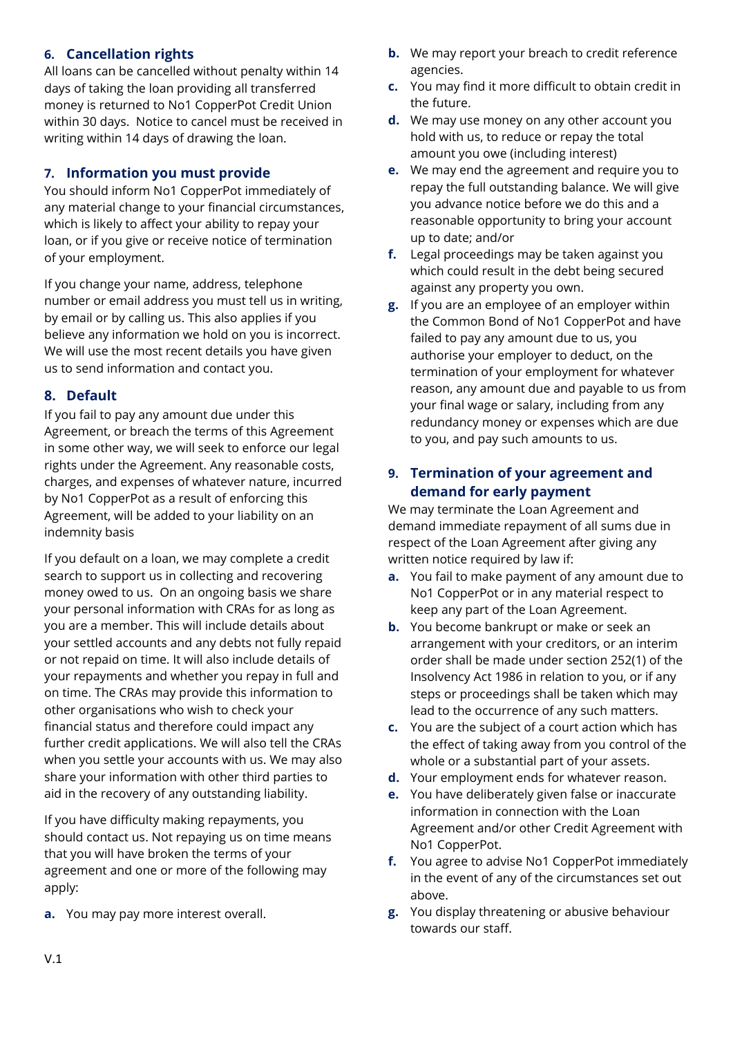## 6. Cancellation rights

All loans can be cancelled without penalty within 14 days of taking the loan providing all transferred money is returned to No1 CopperPot Credit Union within 30 days. Notice to cancel must be received in writing within 14 days of drawing the loan.

## 7. Information you must provide

You should inform No1 CopperPot immediately of any material change to your financial circumstances, which is likely to affect your ability to repay your loan, or if you give or receive notice of termination of your employment.

If you change your name, address, telephone number or email address you must tell us in writing, by email or by calling us. This also applies if you believe any information we hold on you is incorrect. We will use the most recent details you have given us to send information and contact you.

## 8. Default

If you fail to pay any amount due under this Agreement, or breach the terms of this Agreement in some other way, we will seek to enforce our legal rights under the Agreement. Any reasonable costs, charges, and expenses of whatever nature, incurred by No1 CopperPot as a result of enforcing this Agreement, will be added to your liability on an indemnity basis

If you default on a loan, we may complete a credit search to support us in collecting and recovering money owed to us. On an ongoing basis we share your personal information with CRAs for as long as you are a member. This will include details about your settled accounts and any debts not fully repaid or not repaid on time. It will also include details of your repayments and whether you repay in full and on time. The CRAs may provide this information to other organisations who wish to check your financial status and therefore could impact any further credit applications. We will also tell the CRAs when you settle your accounts with us. We may also share your information with other third parties to aid in the recovery of any outstanding liability.

If you have difficulty making repayments, you should contact us. Not repaying us on time means that you will have broken the terms of your agreement and one or more of the following may apply:

a. You may pay more interest overall.
b. We may report your breach to credit reference agencies.
c. You may find it more difficult to obtain credit in the future.
d. We may use money on any other account you hold with us, to reduce or repay the total amount you owe (including interest)
e. We may end the agreement and require you to repay the full outstanding balance. We will give you advance notice before we do this and a reasonable opportunity to bring your account up to date; and/or
f. Legal proceedings may be taken against you which could result in the debt being secured against any property you own.
g. If you are an employee of an employer within the Common Bond of No1 CopperPot and have failed to pay any amount due to us, you authorise your employer to deduct, on the termination of your employment for whatever reason, any amount due and payable to us from your final wage or salary, including from any redundancy money or expenses which are due to you, and pay such amounts to us.

## 9. Termination of your agreement and demand for early payment

We may terminate the Loan Agreement and demand immediate repayment of all sums due in respect of the Loan Agreement after giving any written notice required by law if:

a. You fail to make payment of any amount due to No1 CopperPot or in any material respect to keep any part of the Loan Agreement.
b. You become bankrupt or make or seek an arrangement with your creditors, or an interim order shall be made under section 252(1) of the Insolvency Act 1986 in relation to you, or if any steps or proceedings shall be taken which may lead to the occurrence of any such matters.
c. You are the subject of a court action which has the effect of taking away from you control of the whole or a substantial part of your assets.
d. Your employment ends for whatever reason.
e. You have deliberately given false or inaccurate information in connection with the Loan Agreement and/or other Credit Agreement with No1 CopperPot.
f. You agree to advise No1 CopperPot immediately in the event of any of the circumstances set out above.
g. You display threatening or abusive behaviour towards our staff.

V.1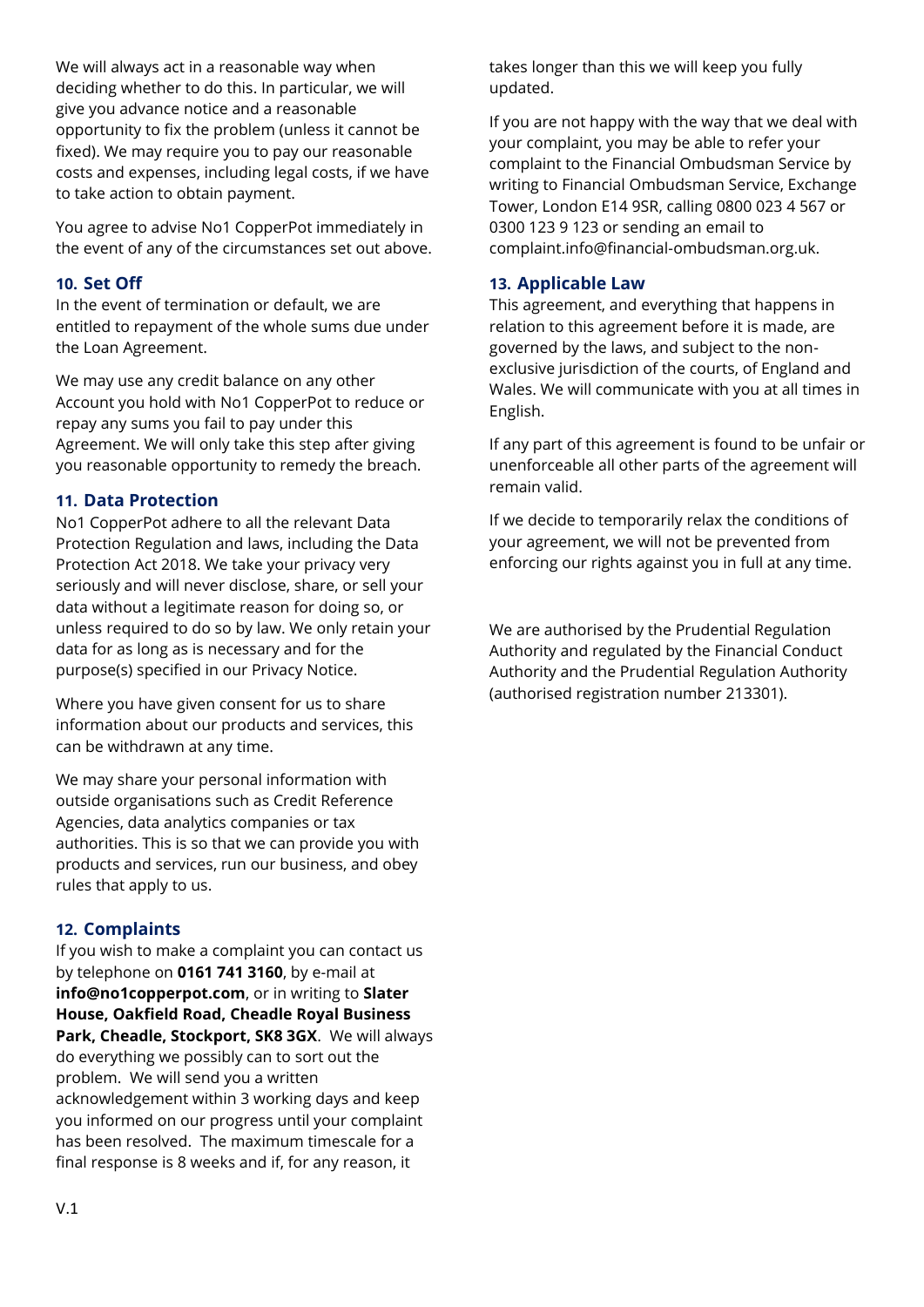We will always act in a reasonable way when deciding whether to do this. In particular, we will give you advance notice and a reasonable opportunity to fix the problem (unless it cannot be fixed). We may require you to pay our reasonable costs and expenses, including legal costs, if we have to take action to obtain payment.

You agree to advise No1 CopperPot immediately in the event of any of the circumstances set out above.

## 10. Set Off

In the event of termination or default, we are entitled to repayment of the whole sums due under the Loan Agreement.

We may use any credit balance on any other Account you hold with No1 CopperPot to reduce or repay any sums you fail to pay under this Agreement. We will only take this step after giving you reasonable opportunity to remedy the breach.

## 11. Data Protection

No1 CopperPot adhere to all the relevant Data Protection Regulation and laws, including the Data Protection Act 2018. We take your privacy very seriously and will never disclose, share, or sell your data without a legitimate reason for doing so, or unless required to do so by law. We only retain your data for as long as is necessary and for the purpose(s) specified in our Privacy Notice.

Where you have given consent for us to share information about our products and services, this can be withdrawn at any time.

We may share your personal information with outside organisations such as Credit Reference Agencies, data analytics companies or tax authorities. This is so that we can provide you with products and services, run our business, and obey rules that apply to us.

## 12. Complaints

If you wish to make a complaint you can contact us by telephone on **0161 741 3160**, by e-mail at **info@no1copperpot.com**, or in writing to **Slater House, Oakfield Road, Cheadle Royal Business Park, Cheadle, Stockport, SK8 3GX**. We will always do everything we possibly can to sort out the problem. We will send you a written acknowledgement within 3 working days and keep you informed on our progress until your complaint has been resolved. The maximum timescale for a final response is 8 weeks and if, for any reason, it takes longer than this we will keep you fully updated.

If you are not happy with the way that we deal with your complaint, you may be able to refer your complaint to the Financial Ombudsman Service by writing to Financial Ombudsman Service, Exchange Tower, London E14 9SR, calling 0800 023 4 567 or 0300 123 9 123 or sending an email to complaint.info@financial-ombudsman.org.uk.

## 13. Applicable Law

This agreement, and everything that happens in relation to this agreement before it is made, are governed by the laws, and subject to the non-exclusive jurisdiction of the courts, of England and Wales. We will communicate with you at all times in English.

If any part of this agreement is found to be unfair or unenforceable all other parts of the agreement will remain valid.

If we decide to temporarily relax the conditions of your agreement, we will not be prevented from enforcing our rights against you in full at any time.

We are authorised by the Prudential Regulation Authority and regulated by the Financial Conduct Authority and the Prudential Regulation Authority (authorised registration number 213301).

V.1